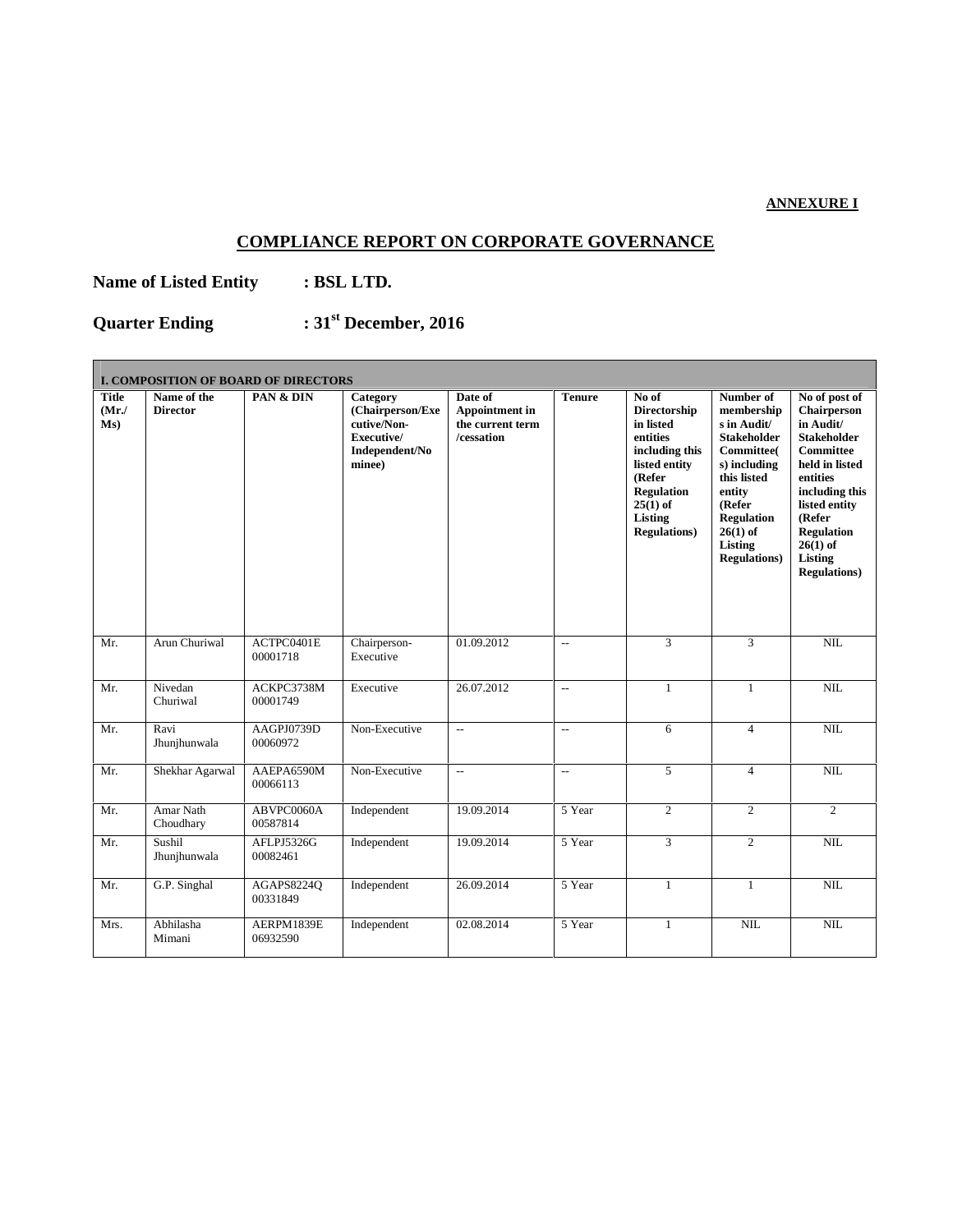**ANNEXURE I**

## COMPLIANCE REPORT ON CORPORATE GOVERNANCE

**Name of Listed Entity : BSL LTD.**

**Quarter Ending : 31st December, 2016**

**I. COMPOSITION OF BOARD OF DIRECTORS**

| Title (Mr./ Ms) | Name of the Director | PAN & DIN | Category (Chairperson/Executive/Non-Executive/ Independent/Nominee) | Date of Appointment in the current term /cessation | Tenure | No of Directorship in listed entities including this listed entity (Refer Regulation 25(1) of Listing Regulations) | Number of memberships in Audit/ Stakeholder Committee(s) including this listed entity (Refer Regulation 26(1) of Listing Regulations) | No of post of Chairperson in Audit/ Stakeholder Committee held in listed entities including this listed entity (Refer Regulation 26(1) of Listing Regulations) |
|---|---|---|---|---|---|---|---|---|
| Mr. | Arun Churiwal | ACTPC0401E 00001718 | Chairperson-Executive | 01.09.2012 | -- | 3 | 3 | NIL |
| Mr. | Nivedan Churiwal | ACKPC3738M 00001749 | Executive | 26.07.2012 | -- | 1 | 1 | NIL |
| Mr. | Ravi Jhunjhunwala | AAGPJ0739D 00060972 | Non-Executive | -- | -- | 6 | 4 | NIL |
| Mr. | Shekhar Agarwal | AAEPA6590M 00066113 | Non-Executive | -- | -- | 5 | 4 | NIL |
| Mr. | Amar Nath Choudhary | ABVPC0060A 00587814 | Independent | 19.09.2014 | 5 Year | 2 | 2 | 2 |
| Mr. | Sushil Jhunjhunwala | AFLPJ5326G 00082461 | Independent | 19.09.2014 | 5 Year | 3 | 2 | NIL |
| Mr. | G.P. Singhal | AGAPS8224Q 00331849 | Independent | 26.09.2014 | 5 Year | 1 | 1 | NIL |
| Mrs. | Abhilasha Mimani | AERPM1839E 06932590 | Independent | 02.08.2014 | 5 Year | 1 | NIL | NIL |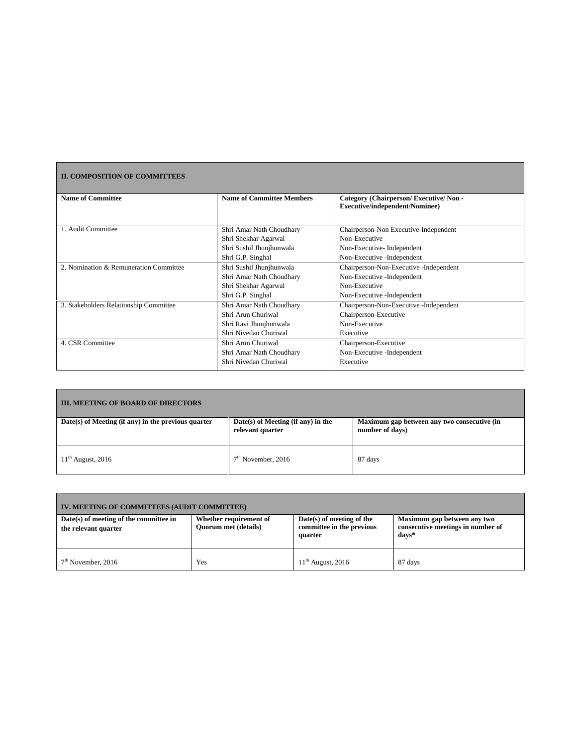## II. COMPOSITION OF COMMITTEES

| Name of Committee | Name of Committee Members | Category (Chairperson/ Executive/ Non - Executive/independent/Nominee) |
|---|---|---|
| 1. Audit Committee | Shri Amar Nath Choudhary<br>Shri Shekhar Agarwal<br>Shri Sushil Jhunjhunwala<br>Shri G.P. Singhal | Chairperson-Non Executive-Independent<br>Non-Executive<br>Non-Executive- Independent<br>Non-Executive -Independent |
| 2. Nomination & Remuneration Committee | Shri Sushil Jhunjhunwala<br>Shri Amar Nath Choudhary<br>Shri Shekhar Agarwal<br>Shri G.P. Singhal | Chairperson-Non-Executive -Independent<br>Non-Executive -Independent<br>Non-Executive<br>Non-Executive -Independent |
| 3. Stakeholders Relationship Committee | Shri Amar Nath Choudhary<br>Shri Arun Churiwal<br>Shri Ravi Jhunjhunwala<br>Shri Nivedan Churiwal | Chairperson-Non-Executive -Independent<br>Chairperson-Executive<br>Non-Executive<br>Executive |
| 4. CSR Committee | Shri Arun Churiwal<br>Shri Amar Nath Choudhary<br>Shri Nivedan Churiwal | Chairperson-Executive<br>Non-Executive -Independent<br>Executive |

## III. MEETING OF BOARD OF DIRECTORS

| Date(s) of Meeting (if any) in the previous quarter | Date(s) of Meeting (if any) in the relevant quarter | Maximum gap between any two consecutive (in number of days) |
|---|---|---|
| 11th August, 2016 | 7th November, 2016 | 87 days |

## IV. MEETING OF COMMITTEES (AUDIT COMMITTEE)

| Date(s) of meeting of the committee in the relevant quarter | Whether requirement of Quorum met (details) | Date(s) of meeting of the committee in the previous quarter | Maximum gap between any two consecutive meetings in number of days* |
|---|---|---|---|
| 7th November, 2016 | Yes | 11th August, 2016 | 87 days |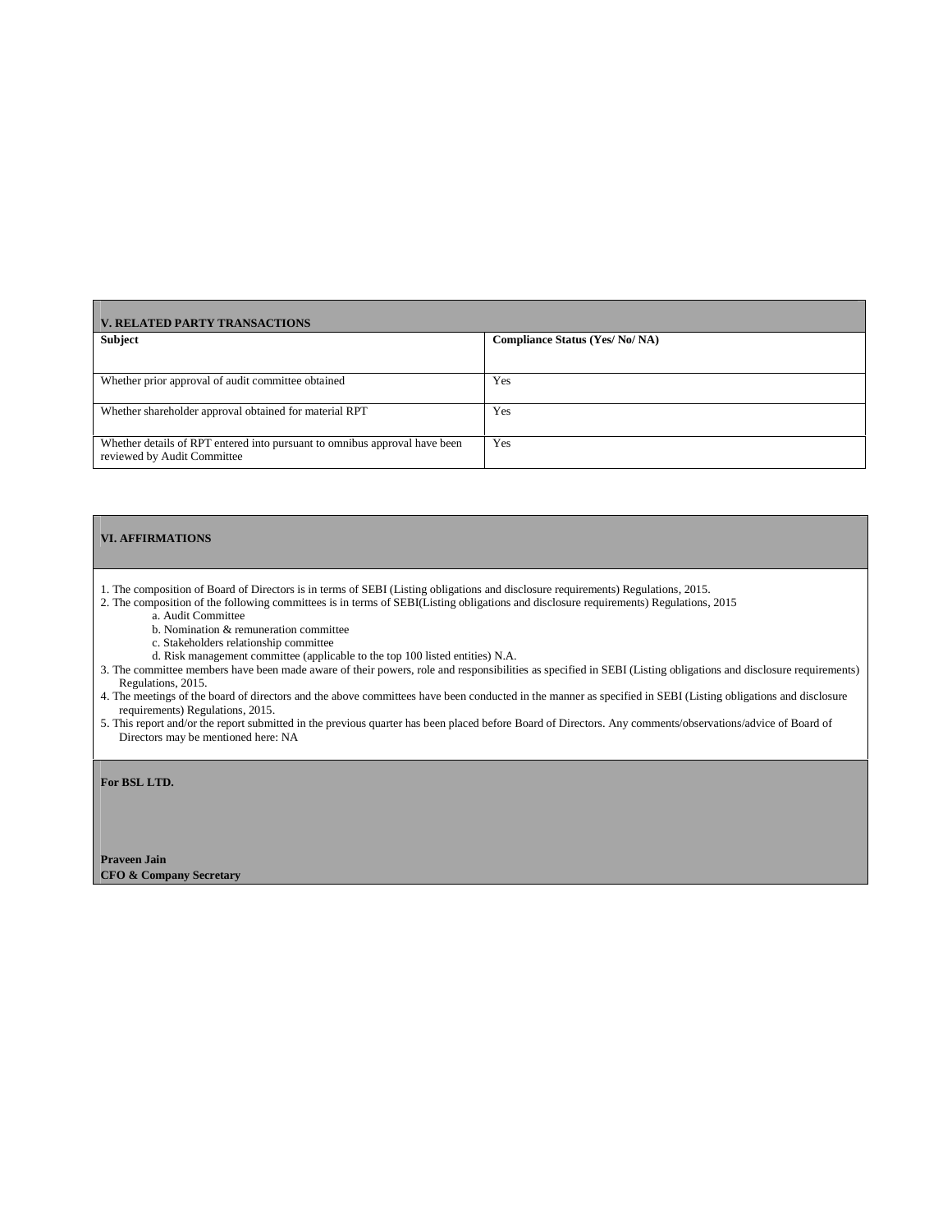| V. RELATED PARTY TRANSACTIONS | |
|---|---|
| **Subject** | **Compliance Status (Yes/ No/ NA)** |
| Whether prior approval of audit committee obtained | Yes |
| Whether shareholder approval obtained for material RPT | Yes |
| Whether details of RPT entered into pursuant to omnibus approval have been reviewed by Audit Committee | Yes |

**VI. AFFIRMATIONS**

1. The composition of Board of Directors is in terms of SEBI (Listing obligations and disclosure requirements) Regulations, 2015.
2. The composition of the following committees is in terms of SEBI(Listing obligations and disclosure requirements) Regulations, 2015
   a. Audit Committee
   b. Nomination & remuneration committee
   c. Stakeholders relationship committee
   d. Risk management committee (applicable to the top 100 listed entities) N.A.
3. The committee members have been made aware of their powers, role and responsibilities as specified in SEBI (Listing obligations and disclosure requirements) Regulations, 2015.
4. The meetings of the board of directors and the above committees have been conducted in the manner as specified in SEBI (Listing obligations and disclosure requirements) Regulations, 2015.
5. This report and/or the report submitted in the previous quarter has been placed before Board of Directors. Any comments/observations/advice of Board of Directors may be mentioned here: NA

**For BSL LTD.**

**Praveen Jain**
**CFO & Company Secretary**